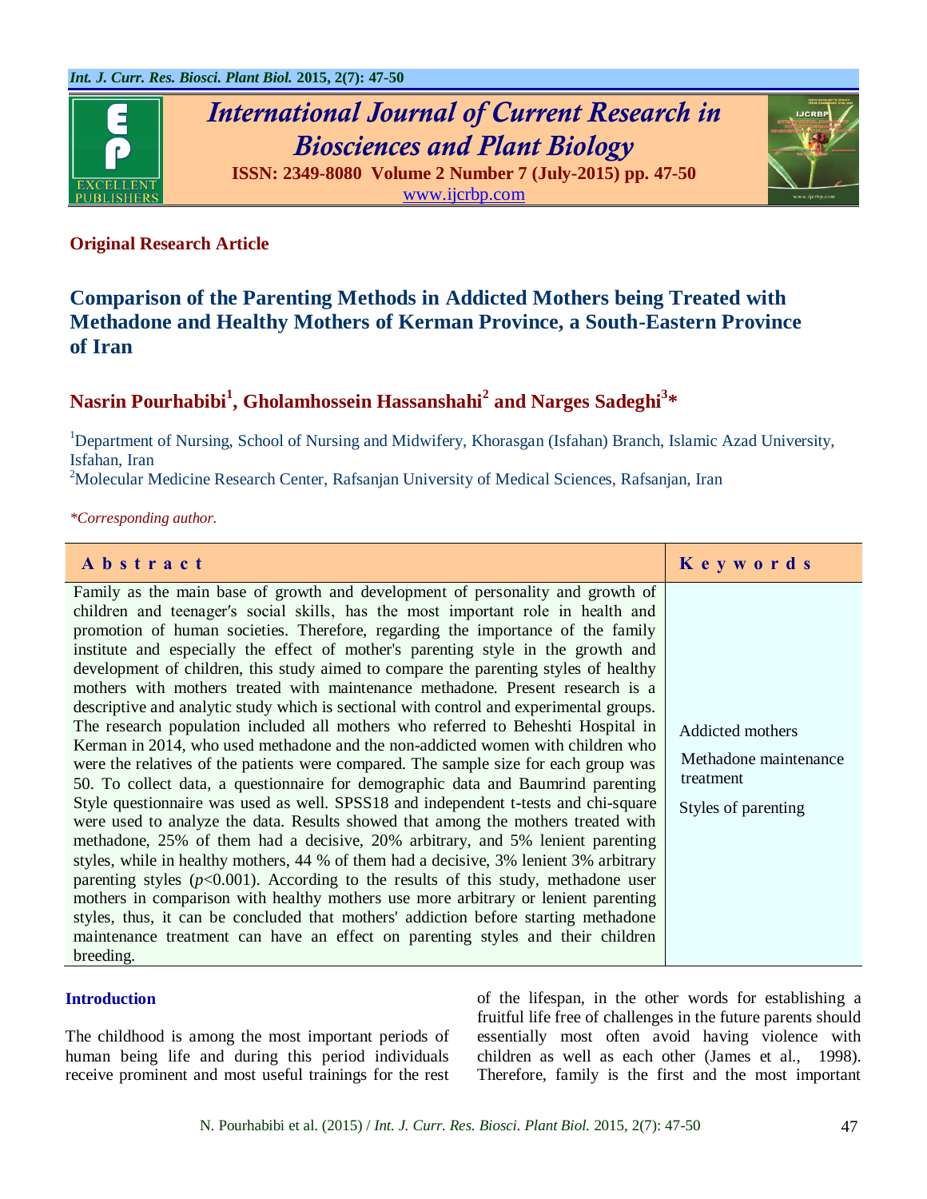**Original Research Article**

# Comparison of the Parenting Methods in Addicted Mothers being Treated with Methadone and Healthy Mothers of Kerman Province, a South-Eastern Province of Iran

**Nasrin Pourhabibi[1], Gholamhossein Hassanshahi[2] and Narges Sadeghi[3]***

[1]Department of Nursing, School of Nursing and Midwifery, Khorasgan (Isfahan) Branch, Islamic Azad University, Isfahan, Iran

[2]Molecular Medicine Research Center, Rafsanjan University of Medical Sciences, Rafsanjan, Iran

*\*Corresponding author.*

| Abstract | Keywords |
|---|---|
| Family as the main base of growth and development of personality and growth of children and teenager′s social skills, has the most important role in health and promotion of human societies. Therefore, regarding the importance of the family institute and especially the effect of mother's parenting style in the growth and development of children, this study aimed to compare the parenting styles of healthy mothers with mothers treated with maintenance methadone. Present research is a descriptive and analytic study which is sectional with control and experimental groups. The research population included all mothers who referred to Beheshti Hospital in Kerman in 2014, who used methadone and the non-addicted women with children who were the relatives of the patients were compared. The sample size for each group was 50. To collect data, a questionnaire for demographic data and Baumrind parenting Style questionnaire was used as well. SPSS18 and independent t-tests and chi-square were used to analyze the data. Results showed that among the mothers treated with methadone, 25% of them had a decisive, 20% arbitrary, and 5% lenient parenting styles, while in healthy mothers, 44 % of them had a decisive, 3% lenient 3% arbitrary parenting styles (*p*<0.001). According to the results of this study, methadone user mothers in comparison with healthy mothers use more arbitrary or lenient parenting styles, thus, it can be concluded that mothers' addiction before starting methadone maintenance treatment can have an effect on parenting styles and their children breeding. | Addicted mothers<br><br>Methadone maintenance treatment<br><br>Styles of parenting |

## Introduction

The childhood is among the most important periods of human being life and during this period individuals receive prominent and most useful trainings for the rest of the lifespan, in the other words for establishing a fruitful life free of challenges in the future parents should essentially most often avoid having violence with children as well as each other (James et al., 1998). Therefore, family is the first and the most important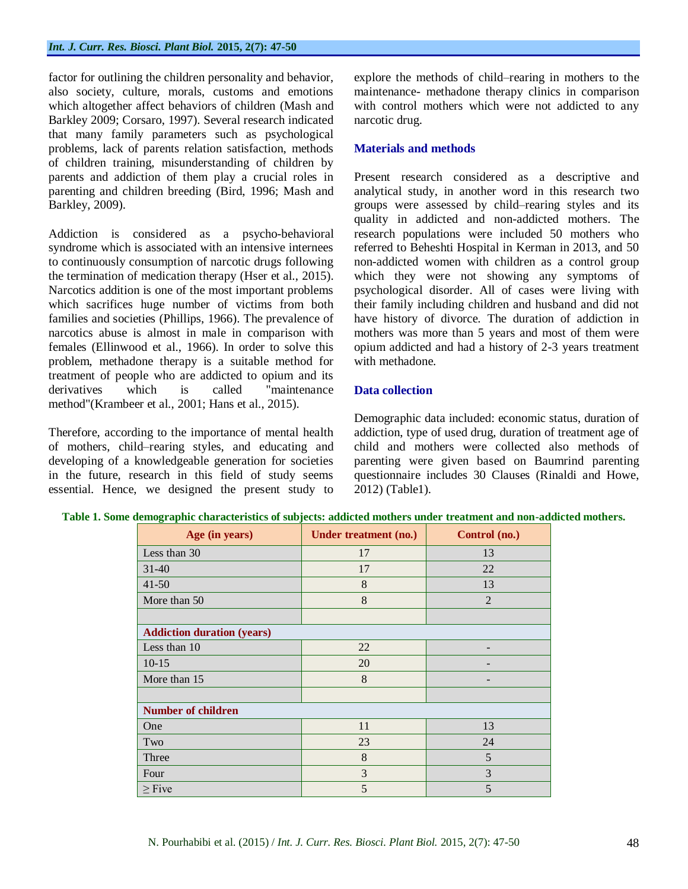factor for outlining the children personality and behavior, also society, culture, morals, customs and emotions which altogether affect behaviors of children (Mash and Barkley 2009; Corsaro, 1997). Several research indicated that many family parameters such as psychological problems, lack of parents relation satisfaction, methods of children training, misunderstanding of children by parents and addiction of them play a crucial roles in parenting and children breeding (Bird, 1996; Mash and Barkley, 2009).

Addiction is considered as a psycho-behavioral syndrome which is associated with an intensive internees to continuously consumption of narcotic drugs following the termination of medication therapy (Hser et al., 2015). Narcotics addition is one of the most important problems which sacrifices huge number of victims from both families and societies (Phillips, 1966). The prevalence of narcotics abuse is almost in male in comparison with females (Ellinwood et al., 1966). In order to solve this problem, methadone therapy is a suitable method for treatment of people who are addicted to opium and its derivatives which is called "maintenance method"(Krambeer et al., 2001; Hans et al., 2015).

Therefore, according to the importance of mental health of mothers, child–rearing styles, and educating and developing of a knowledgeable generation for societies in the future, research in this field of study seems essential. Hence, we designed the present study to explore the methods of child–rearing in mothers to the maintenance- methadone therapy clinics in comparison with control mothers which were not addicted to any narcotic drug.

## Materials and methods

Present research considered as a descriptive and analytical study, in another word in this research two groups were assessed by child–rearing styles and its quality in addicted and non-addicted mothers. The research populations were included 50 mothers who referred to Beheshti Hospital in Kerman in 2013, and 50 non-addicted women with children as a control group which they were not showing any symptoms of psychological disorder. All of cases were living with their family including children and husband and did not have history of divorce. The duration of addiction in mothers was more than 5 years and most of them were opium addicted and had a history of 2-3 years treatment with methadone.

## Data collection

Demographic data included: economic status, duration of addiction, type of used drug, duration of treatment age of child and mothers were collected also methods of parenting were given based on Baumrind parenting questionnaire includes 30 Clauses (Rinaldi and Howe, 2012) (Table1).

**Table 1. Some demographic characteristics of subjects: addicted mothers under treatment and non-addicted mothers.**

| Age (in years) | Under treatment (no.) | Control (no.) |
|---|---|---|
| Less than 30 | 17 | 13 |
| 31-40 | 17 | 22 |
| 41-50 | 8 | 13 |
| More than 50 | 8 | 2 |
| | | |
| **Addiction duration (years)** | | |
| Less than 10 | 22 | - |
| 10-15 | 20 | - |
| More than 15 | 8 | - |
| | | |
| **Number of children** | | |
| One | 11 | 13 |
| Two | 23 | 24 |
| Three | 8 | 5 |
| Four | 3 | 3 |
| ≥ Five | 5 | 5 |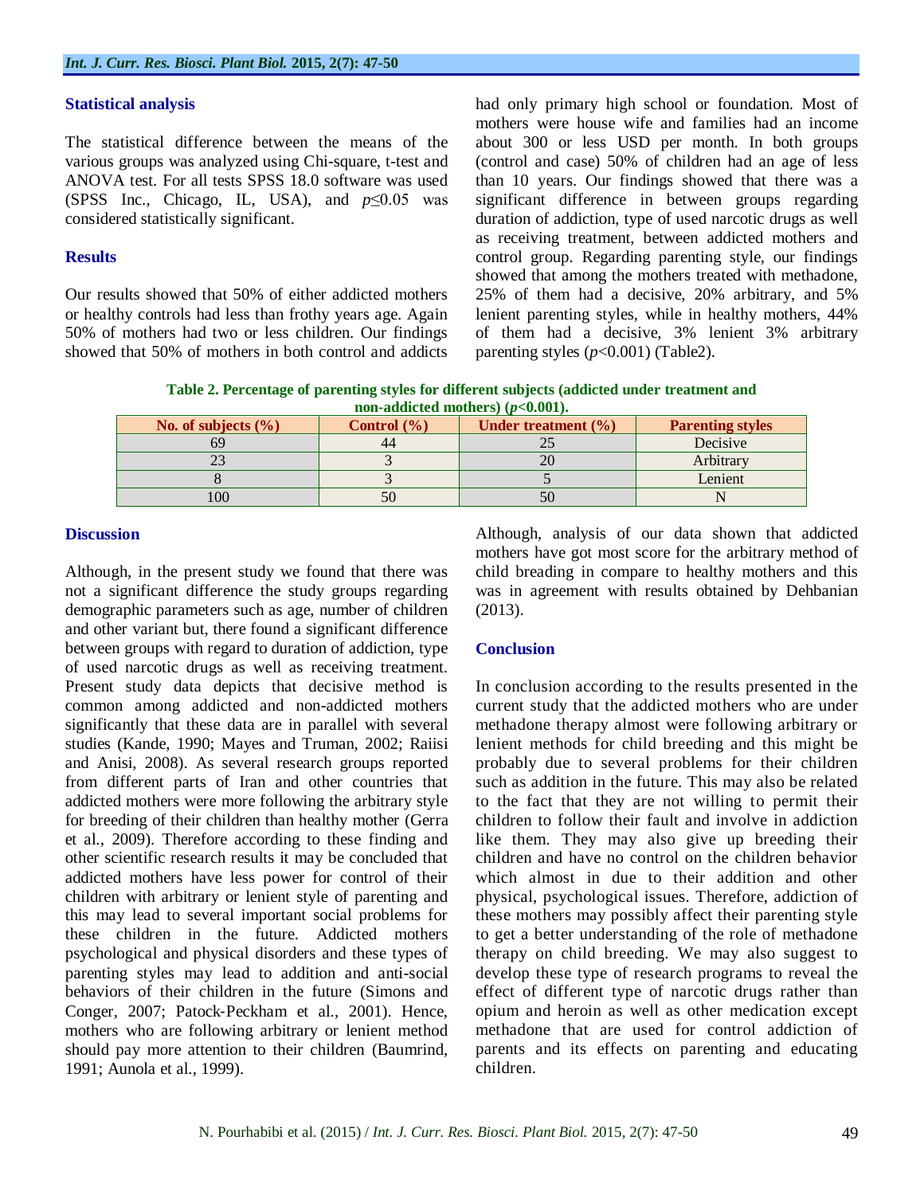### Statistical analysis

The statistical difference between the means of the various groups was analyzed using Chi-square, t-test and ANOVA test. For all tests SPSS 18.0 software was used (SPSS Inc., Chicago, IL, USA), and $p \leq 0.05$ was considered statistically significant.

### Results

Our results showed that 50% of either addicted mothers or healthy controls had less than frothy years age. Again 50% of mothers had two or less children. Our findings showed that 50% of mothers in both control and addicts had only primary high school or foundation. Most of mothers were house wife and families had an income about 300 or less USD per month. In both groups (control and case) 50% of children had an age of less than 10 years. Our findings showed that there was a significant difference in between groups regarding duration of addiction, type of used narcotic drugs as well as receiving treatment, between addicted mothers and control group. Regarding parenting style, our findings showed that among the mothers treated with methadone, 25% of them had a decisive, 20% arbitrary, and 5% lenient parenting styles, while in healthy mothers, 44% of them had a decisive, 3% lenient 3% arbitrary parenting styles ($p < 0.001$) (Table2).

**Table 2. Percentage of parenting styles for different subjects (addicted under treatment and non-addicted mothers) ($p < 0.001$).**

| No. of subjects (%) | Control (%) | Under treatment (%) | Parenting styles |
|---|---|---|---|
| 69 | 44 | 25 | Decisive |
| 23 | 3 | 20 | Arbitrary |
| 8 | 3 | 5 | Lenient |
| 100 | 50 | 50 | N |

### Discussion

Although, in the present study we found that there was not a significant difference the study groups regarding demographic parameters such as age, number of children and other variant but, there found a significant difference between groups with regard to duration of addiction, type of used narcotic drugs as well as receiving treatment. Present study data depicts that decisive method is common among addicted and non-addicted mothers significantly that these data are in parallel with several studies (Kande, 1990; Mayes and Truman, 2002; Raiisi and Anisi, 2008). As several research groups reported from different parts of Iran and other countries that addicted mothers were more following the arbitrary style for breeding of their children than healthy mother (Gerra et al., 2009). Therefore according to these finding and other scientific research results it may be concluded that addicted mothers have less power for control of their children with arbitrary or lenient style of parenting and this may lead to several important social problems for these children in the future. Addicted mothers psychological and physical disorders and these types of parenting styles may lead to addition and anti-social behaviors of their children in the future (Simons and Conger, 2007; Patock-Peckham et al., 2001). Hence, mothers who are following arbitrary or lenient method should pay more attention to their children (Baumrind, 1991; Aunola et al., 1999).

Although, analysis of our data shown that addicted mothers have got most score for the arbitrary method of child breading in compare to healthy mothers and this was in agreement with results obtained by Dehbanian (2013).

### Conclusion

In conclusion according to the results presented in the current study that the addicted mothers who are under methadone therapy almost were following arbitrary or lenient methods for child breeding and this might be probably due to several problems for their children such as addition in the future. This may also be related to the fact that they are not willing to permit their children to follow their fault and involve in addiction like them. They may also give up breeding their children and have no control on the children behavior which almost in due to their addition and other physical, psychological issues. Therefore, addiction of these mothers may possibly affect their parenting style to get a better understanding of the role of methadone therapy on child breeding. We may also suggest to develop these type of research programs to reveal the effect of different type of narcotic drugs rather than opium and heroin as well as other medication except methadone that are used for control addiction of parents and its effects on parenting and educating children.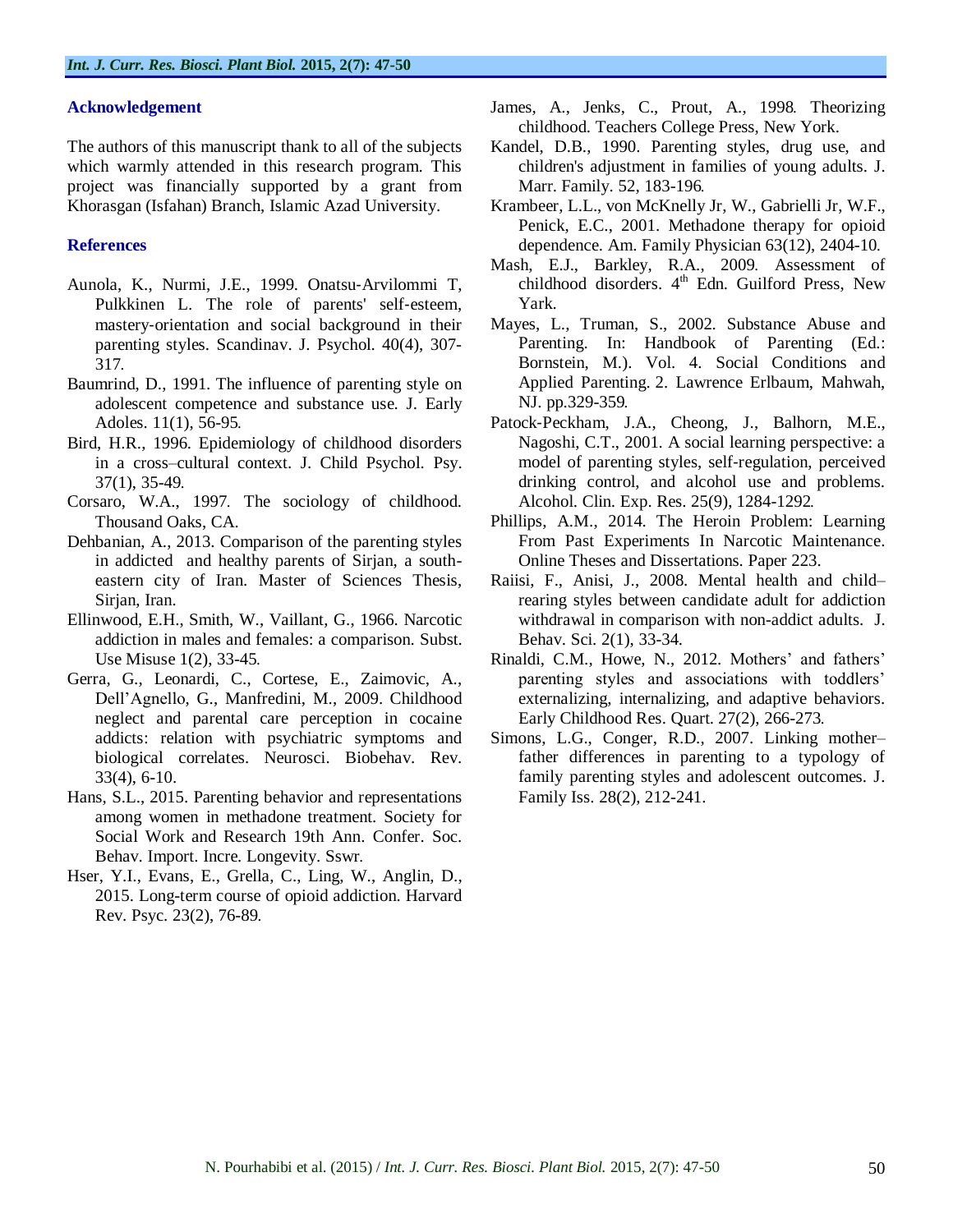## Acknowledgement

The authors of this manuscript thank to all of the subjects which warmly attended in this research program. This project was financially supported by a grant from Khorasgan (Isfahan) Branch, Islamic Azad University.

## References

Aunola, K., Nurmi, J.E., 1999. Onatsu-Arvilommi T, Pulkkinen L. The role of parents' self-esteem, mastery-orientation and social background in their parenting styles. Scandinav. J. Psychol. 40(4), 307-317.

Baumrind, D., 1991. The influence of parenting style on adolescent competence and substance use. J. Early Adoles. 11(1), 56-95.

Bird, H.R., 1996. Epidemiology of childhood disorders in a cross–cultural context. J. Child Psychol. Psy. 37(1), 35-49.

Corsaro, W.A., 1997. The sociology of childhood. Thousand Oaks, CA.

Dehbanian, A., 2013. Comparison of the parenting styles in addicted and healthy parents of Sirjan, a south-eastern city of Iran. Master of Sciences Thesis, Sirjan, Iran.

Ellinwood, E.H., Smith, W., Vaillant, G., 1966. Narcotic addiction in males and females: a comparison. Subst. Use Misuse 1(2), 33-45.

Gerra, G., Leonardi, C., Cortese, E., Zaimovic, A., Dell'Agnello, G., Manfredini, M., 2009. Childhood neglect and parental care perception in cocaine addicts: relation with psychiatric symptoms and biological correlates. Neurosci. Biobehav. Rev. 33(4), 6-10.

Hans, S.L., 2015. Parenting behavior and representations among women in methadone treatment. Society for Social Work and Research 19th Ann. Confer. Soc. Behav. Import. Incre. Longevity. Sswr.

Hser, Y.I., Evans, E., Grella, C., Ling, W., Anglin, D., 2015. Long-term course of opioid addiction. Harvard Rev. Psyc. 23(2), 76-89.

James, A., Jenks, C., Prout, A., 1998. Theorizing childhood. Teachers College Press, New York.

Kandel, D.B., 1990. Parenting styles, drug use, and children's adjustment in families of young adults. J. Marr. Family. 52, 183-196.

Krambeer, L.L., von McKnelly Jr, W., Gabrielli Jr, W.F., Penick, E.C., 2001. Methadone therapy for opioid dependence. Am. Family Physician 63(12), 2404-10.

Mash, E.J., Barkley, R.A., 2009. Assessment of childhood disorders. 4th Edn. Guilford Press, New York.

Mayes, L., Truman, S., 2002. Substance Abuse and Parenting. In: Handbook of Parenting (Ed.: Bornstein, M.). Vol. 4. Social Conditions and Applied Parenting. 2. Lawrence Erlbaum, Mahwah, NJ. pp.329-359.

Patock-Peckham, J.A., Cheong, J., Balhorn, M.E., Nagoshi, C.T., 2001. A social learning perspective: a model of parenting styles, self-regulation, perceived drinking control, and alcohol use and problems. Alcohol. Clin. Exp. Res. 25(9), 1284-1292.

Phillips, A.M., 2014. The Heroin Problem: Learning From Past Experiments In Narcotic Maintenance. Online Theses and Dissertations. Paper 223.

Raiisi, F., Anisi, J., 2008. Mental health and child–rearing styles between candidate adult for addiction withdrawal in comparison with non-addict adults. J. Behav. Sci. 2(1), 33-34.

Rinaldi, C.M., Howe, N., 2012. Mothers' and fathers' parenting styles and associations with toddlers' externalizing, internalizing, and adaptive behaviors. Early Childhood Res. Quart. 27(2), 266-273.

Simons, L.G., Conger, R.D., 2007. Linking mother–father differences in parenting to a typology of family parenting styles and adolescent outcomes. J. Family Iss. 28(2), 212-241.